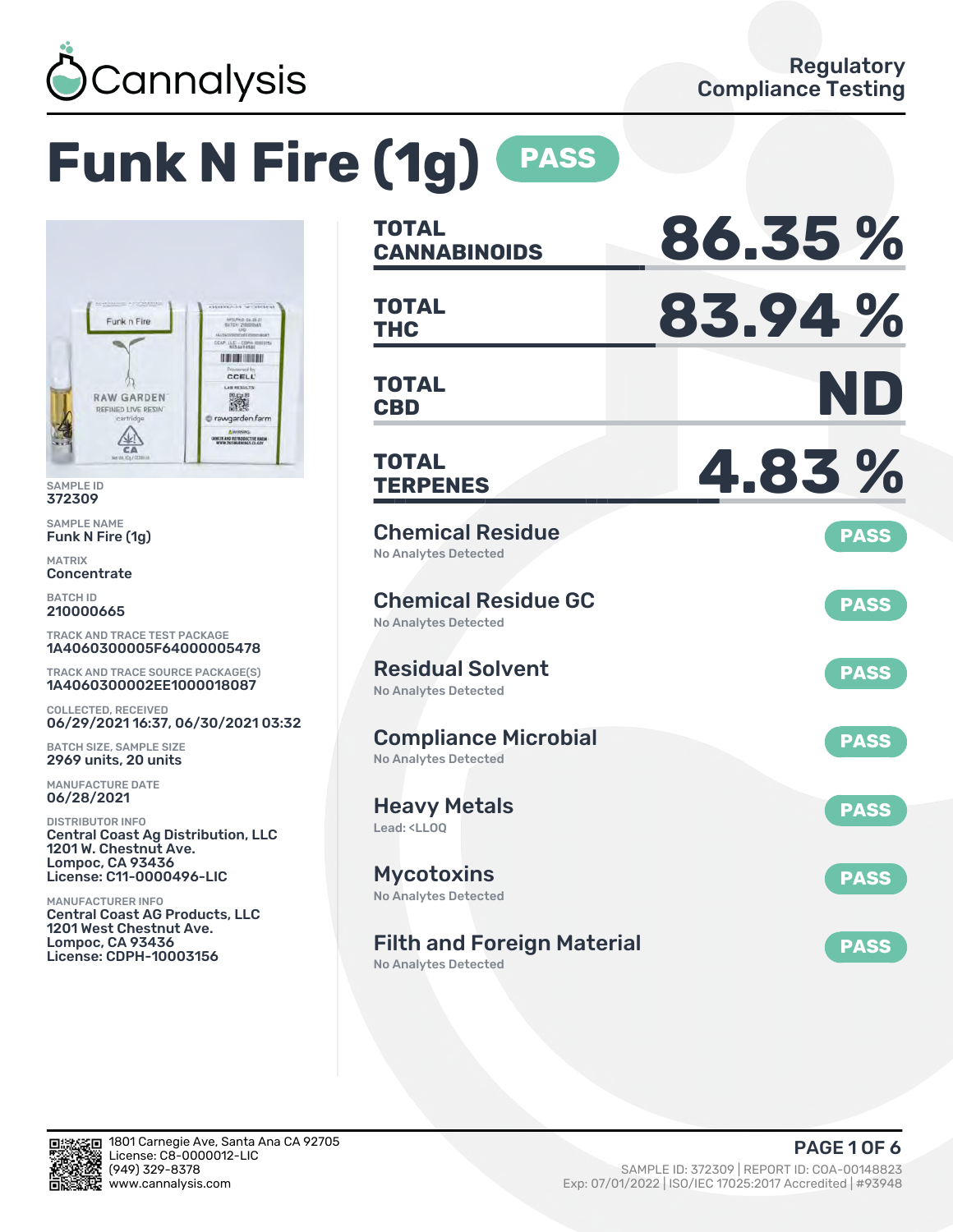Cannalysis

Regulatory Compliance Testing

# Funk N Fire (1g) PASS

SAMPLE ID
372309

SAMPLE NAME
Funk N Fire (1g)

MATRIX
Concentrate

BATCH ID
210000665

TRACK AND TRACE TEST PACKAGE
1A4060300005F64000005478

TRACK AND TRACE SOURCE PACKAGE(S)
1A4060300002EE1000018087

COLLECTED, RECEIVED
06/29/2021 16:37, 06/30/2021 03:32

BATCH SIZE, SAMPLE SIZE
2969 units, 20 units

MANUFACTURE DATE
06/28/2021

DISTRIBUTOR INFO
Central Coast Ag Distribution, LLC
1201 W. Chestnut Ave.
Lompoc, CA 93436
License: C11-0000496-LIC

MANUFACTURER INFO
Central Coast AG Products, LLC
1201 West Chestnut Ave.
Lompoc, CA 93436
License: CDPH-10003156

| | |
|---|---|
| **TOTAL CANNABINOIDS** | **86.35 %** |
| **TOTAL THC** | **83.94 %** |
| **TOTAL CBD** | **ND** |
| **TOTAL TERPENES** | **4.83 %** |

| Test | Result | Status |
|---|---|---|
| Chemical Residue | No Analytes Detected | PASS |
| Chemical Residue GC | No Analytes Detected | PASS |
| Residual Solvent | No Analytes Detected | PASS |
| Compliance Microbial | No Analytes Detected | PASS |
| Heavy Metals | Lead: <LLOQ | PASS |
| Mycotoxins | No Analytes Detected | PASS |
| Filth and Foreign Material | No Analytes Detected | PASS |

1801 Carnegie Ave, Santa Ana CA 92705
License: C8-0000012-LIC
(949) 329-8378
www.cannalysis.com

SAMPLE ID: 372309 | REPORT ID: COA-00148823
Exp: 07/01/2022 | ISO/IEC 17025:2017 Accredited | #93948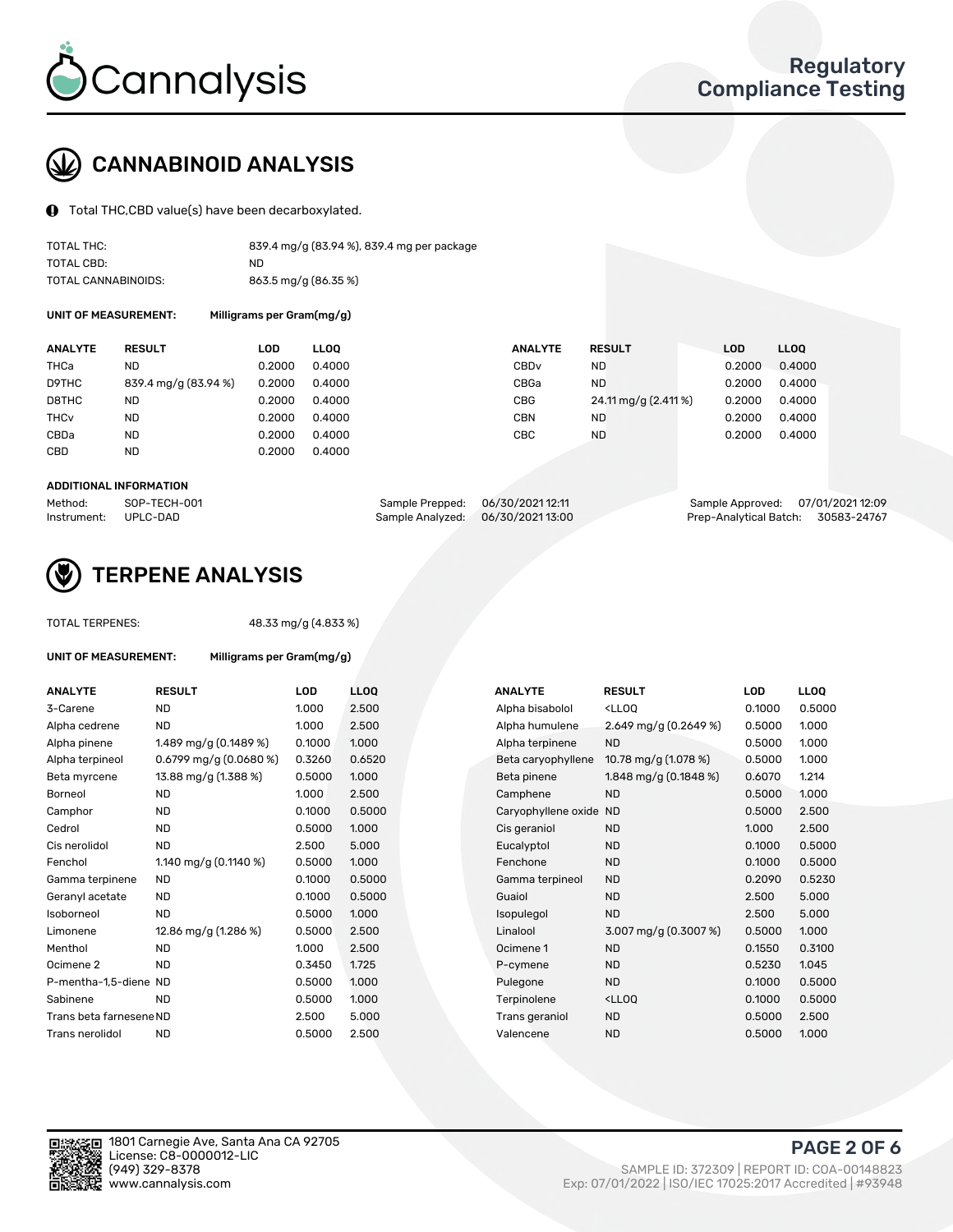## CANNABINOID ANALYSIS

Total THC,CBD value(s) have been decarboxylated.

| | |
|---|---|
| TOTAL THC: | 839.4 mg/g (83.94 %), 839.4 mg per package |
| TOTAL CBD: | ND |
| TOTAL CANNABINOIDS: | 863.5 mg/g (86.35 %) |

**UNIT OF MEASUREMENT:** Milligrams per Gram(mg/g)

| ANALYTE | RESULT | LOD | LLOQ | ANALYTE | RESULT | LOD | LLOQ |
|---|---|---|---|---|---|---|---|
| THCa | ND | 0.2000 | 0.4000 | CBDv | ND | 0.2000 | 0.4000 |
| D9THC | 839.4 mg/g (83.94 %) | 0.2000 | 0.4000 | CBGa | ND | 0.2000 | 0.4000 |
| D8THC | ND | 0.2000 | 0.4000 | CBG | 24.11 mg/g (2.411 %) | 0.2000 | 0.4000 |
| THCv | ND | 0.2000 | 0.4000 | CBN | ND | 0.2000 | 0.4000 |
| CBDa | ND | 0.2000 | 0.4000 | CBC | ND | 0.2000 | 0.4000 |
| CBD | ND | 0.2000 | 0.4000 | | | | |

**ADDITIONAL INFORMATION**

| | | | | | |
|---|---|---|---|---|---|
| Method: | SOP-TECH-001 | Sample Prepped: | 06/30/2021 12:11 | Sample Approved: | 07/01/2021 12:09 |
| Instrument: | UPLC-DAD | Sample Analyzed: | 06/30/2021 13:00 | Prep-Analytical Batch: | 30583-24767 |

## TERPENE ANALYSIS

TOTAL TERPENES: 48.33 mg/g (4.833 %)

**UNIT OF MEASUREMENT:** Milligrams per Gram(mg/g)

| ANALYTE | RESULT | LOD | LLOQ | ANALYTE | RESULT | LOD | LLOQ |
|---|---|---|---|---|---|---|---|
| 3-Carene | ND | 1.000 | 2.500 | Alpha bisabolol | <LLOQ | 0.1000 | 0.5000 |
| Alpha cedrene | ND | 1.000 | 2.500 | Alpha humulene | 2.649 mg/g (0.2649 %) | 0.5000 | 1.000 |
| Alpha pinene | 1.489 mg/g (0.1489 %) | 0.1000 | 1.000 | Alpha terpinene | ND | 0.5000 | 1.000 |
| Alpha terpineol | 0.6799 mg/g (0.0680 %) | 0.3260 | 0.6520 | Beta caryophyllene | 10.78 mg/g (1.078 %) | 0.5000 | 1.000 |
| Beta myrcene | 13.88 mg/g (1.388 %) | 0.5000 | 1.000 | Beta pinene | 1.848 mg/g (0.1848 %) | 0.6070 | 1.214 |
| Borneol | ND | 1.000 | 2.500 | Camphene | ND | 0.5000 | 1.000 |
| Camphor | ND | 0.1000 | 0.5000 | Caryophyllene oxide | ND | 0.5000 | 2.500 |
| Cedrol | ND | 0.5000 | 1.000 | Cis geraniol | ND | 1.000 | 2.500 |
| Cis nerolidol | ND | 2.500 | 5.000 | Eucalyptol | ND | 0.1000 | 0.5000 |
| Fenchol | 1.140 mg/g (0.1140 %) | 0.5000 | 1.000 | Fenchone | ND | 0.1000 | 0.5000 |
| Gamma terpinene | ND | 0.1000 | 0.5000 | Gamma terpineol | ND | 0.2090 | 0.5230 |
| Geranyl acetate | ND | 0.1000 | 0.5000 | Guaiol | ND | 2.500 | 5.000 |
| Isoborneol | ND | 0.5000 | 1.000 | Isopulegol | ND | 2.500 | 5.000 |
| Limonene | 12.86 mg/g (1.286 %) | 0.5000 | 2.500 | Linalool | 3.007 mg/g (0.3007 %) | 0.5000 | 1.000 |
| Menthol | ND | 1.000 | 2.500 | Ocimene 1 | ND | 0.1550 | 0.3100 |
| Ocimene 2 | ND | 0.3450 | 1.725 | P-cymene | ND | 0.5230 | 1.045 |
| P-mentha-1,5-diene | ND | 0.5000 | 1.000 | Pulegone | ND | 0.1000 | 0.5000 |
| Sabinene | ND | 0.5000 | 1.000 | Terpinolene | <LLOQ | 0.1000 | 0.5000 |
| Trans beta farnesene | ND | 2.500 | 5.000 | Trans geraniol | ND | 0.5000 | 2.500 |
| Trans nerolidol | ND | 0.5000 | 2.500 | Valencene | ND | 0.5000 | 1.000 |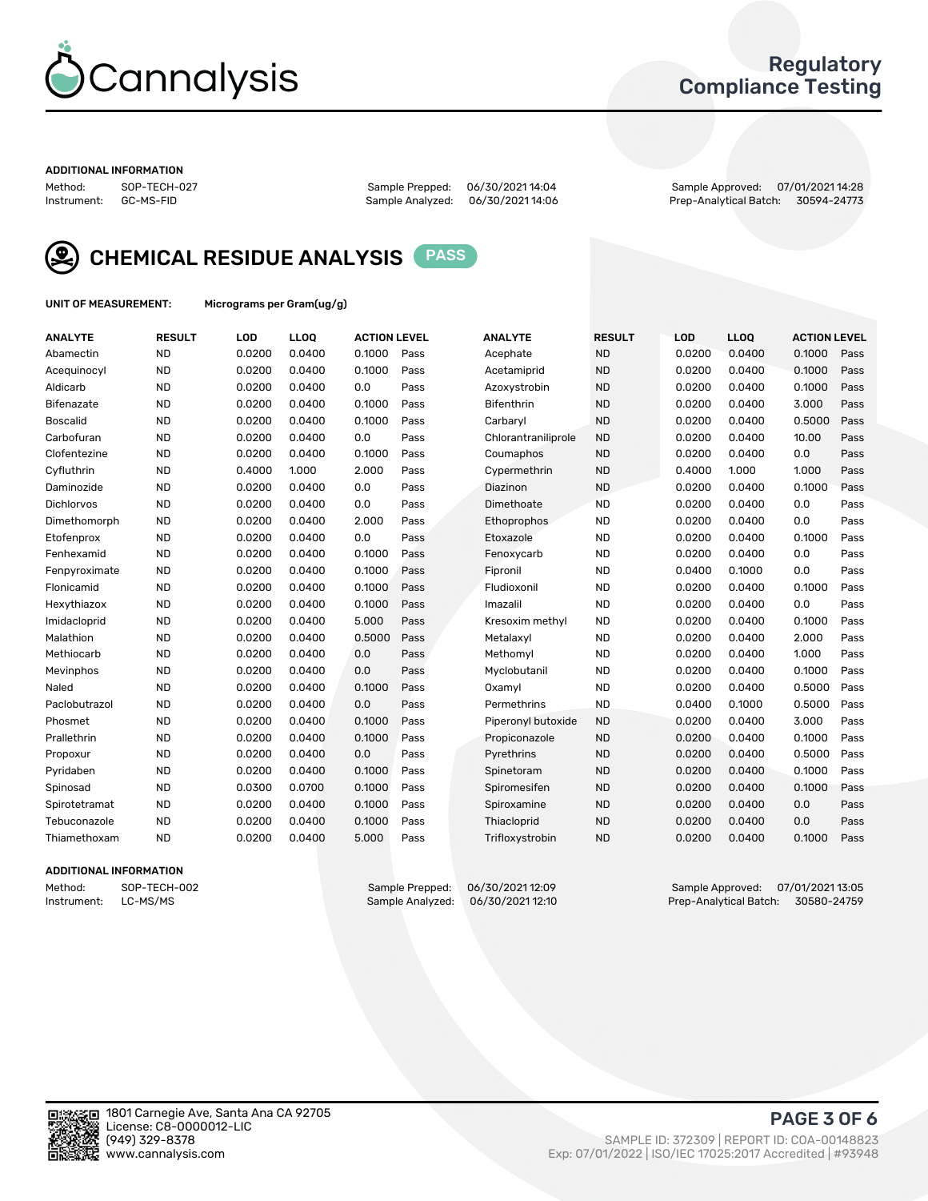# Cannalysis

## Regulatory Compliance Testing

### ADDITIONAL INFORMATION

Method: SOP-TECH-027
Instrument: GC-MS-FID

Sample Prepped: 06/30/2021 14:04
Sample Analyzed: 06/30/2021 14:06

Sample Approved: 07/01/2021 14:28
Prep-Analytical Batch: 30594-24773

## CHEMICAL RESIDUE ANALYSIS PASS

UNIT OF MEASUREMENT: Micrograms per Gram(ug/g)

| ANALYTE | RESULT | LOD | LLOQ | ACTION LEVEL | | ANALYTE | RESULT | LOD | LLOQ | ACTION LEVEL | |
|---|---|---|---|---|---|---|---|---|---|---|---|
| Abamectin | ND | 0.0200 | 0.0400 | 0.1000 | Pass | Acephate | ND | 0.0200 | 0.0400 | 0.1000 | Pass |
| Acequinocyl | ND | 0.0200 | 0.0400 | 0.1000 | Pass | Acetamiprid | ND | 0.0200 | 0.0400 | 0.1000 | Pass |
| Aldicarb | ND | 0.0200 | 0.0400 | 0.0 | Pass | Azoxystrobin | ND | 0.0200 | 0.0400 | 0.1000 | Pass |
| Bifenazate | ND | 0.0200 | 0.0400 | 0.1000 | Pass | Bifenthrin | ND | 0.0200 | 0.0400 | 3.000 | Pass |
| Boscalid | ND | 0.0200 | 0.0400 | 0.1000 | Pass | Carbaryl | ND | 0.0200 | 0.0400 | 0.5000 | Pass |
| Carbofuran | ND | 0.0200 | 0.0400 | 0.0 | Pass | Chlorantraniliprole | ND | 0.0200 | 0.0400 | 10.00 | Pass |
| Clofentezine | ND | 0.0200 | 0.0400 | 0.1000 | Pass | Coumaphos | ND | 0.0200 | 0.0400 | 0.0 | Pass |
| Cyfluthrin | ND | 0.4000 | 1.000 | 2.000 | Pass | Cypermethrin | ND | 0.4000 | 1.000 | 1.000 | Pass |
| Daminozide | ND | 0.0200 | 0.0400 | 0.0 | Pass | Diazinon | ND | 0.0200 | 0.0400 | 0.1000 | Pass |
| Dichlorvos | ND | 0.0200 | 0.0400 | 0.0 | Pass | Dimethoate | ND | 0.0200 | 0.0400 | 0.0 | Pass |
| Dimethomorph | ND | 0.0200 | 0.0400 | 2.000 | Pass | Ethoprophos | ND | 0.0200 | 0.0400 | 0.0 | Pass |
| Etofenprox | ND | 0.0200 | 0.0400 | 0.0 | Pass | Etoxazole | ND | 0.0200 | 0.0400 | 0.1000 | Pass |
| Fenhexamid | ND | 0.0200 | 0.0400 | 0.1000 | Pass | Fenoxycarb | ND | 0.0200 | 0.0400 | 0.0 | Pass |
| Fenpyroximate | ND | 0.0200 | 0.0400 | 0.1000 | Pass | Fipronil | ND | 0.0400 | 0.1000 | 0.0 | Pass |
| Flonicamid | ND | 0.0200 | 0.0400 | 0.1000 | Pass | Fludioxonil | ND | 0.0200 | 0.0400 | 0.1000 | Pass |
| Hexythiazox | ND | 0.0200 | 0.0400 | 0.1000 | Pass | Imazalil | ND | 0.0200 | 0.0400 | 0.0 | Pass |
| Imidacloprid | ND | 0.0200 | 0.0400 | 5.000 | Pass | Kresoxim methyl | ND | 0.0200 | 0.0400 | 0.1000 | Pass |
| Malathion | ND | 0.0200 | 0.0400 | 0.5000 | Pass | Metalaxyl | ND | 0.0200 | 0.0400 | 2.000 | Pass |
| Methiocarb | ND | 0.0200 | 0.0400 | 0.0 | Pass | Methomyl | ND | 0.0200 | 0.0400 | 1.000 | Pass |
| Mevinphos | ND | 0.0200 | 0.0400 | 0.0 | Pass | Myclobutanil | ND | 0.0200 | 0.0400 | 0.1000 | Pass |
| Naled | ND | 0.0200 | 0.0400 | 0.1000 | Pass | Oxamyl | ND | 0.0200 | 0.0400 | 0.5000 | Pass |
| Paclobutrazol | ND | 0.0200 | 0.0400 | 0.0 | Pass | Permethrins | ND | 0.0400 | 0.1000 | 0.5000 | Pass |
| Phosmet | ND | 0.0200 | 0.0400 | 0.1000 | Pass | Piperonyl butoxide | ND | 0.0200 | 0.0400 | 3.000 | Pass |
| Prallethrin | ND | 0.0200 | 0.0400 | 0.1000 | Pass | Propiconazole | ND | 0.0200 | 0.0400 | 0.1000 | Pass |
| Propoxur | ND | 0.0200 | 0.0400 | 0.0 | Pass | Pyrethrins | ND | 0.0200 | 0.0400 | 0.5000 | Pass |
| Pyridaben | ND | 0.0200 | 0.0400 | 0.1000 | Pass | Spinetoram | ND | 0.0200 | 0.0400 | 0.1000 | Pass |
| Spinosad | ND | 0.0300 | 0.0700 | 0.1000 | Pass | Spiromesifen | ND | 0.0200 | 0.0400 | 0.1000 | Pass |
| Spirotetramat | ND | 0.0200 | 0.0400 | 0.1000 | Pass | Spiroxamine | ND | 0.0200 | 0.0400 | 0.0 | Pass |
| Tebuconazole | ND | 0.0200 | 0.0400 | 0.1000 | Pass | Thiacloprid | ND | 0.0200 | 0.0400 | 0.0 | Pass |
| Thiamethoxam | ND | 0.0200 | 0.0400 | 5.000 | Pass | Trifloxystrobin | ND | 0.0200 | 0.0400 | 0.1000 | Pass |

### ADDITIONAL INFORMATION

Method: SOP-TECH-002
Instrument: LC-MS/MS

Sample Prepped: 06/30/2021 12:09
Sample Analyzed: 06/30/2021 12:10

Sample Approved: 07/01/2021 13:05
Prep-Analytical Batch: 30580-24759

1801 Carnegie Ave, Santa Ana CA 92705
License: C8-0000012-LIC
(949) 329-8378
www.cannalysis.com

SAMPLE ID: 372309 | REPORT ID: COA-00148823
Exp: 07/01/2022 | ISO/IEC 17025:2017 Accredited | #93948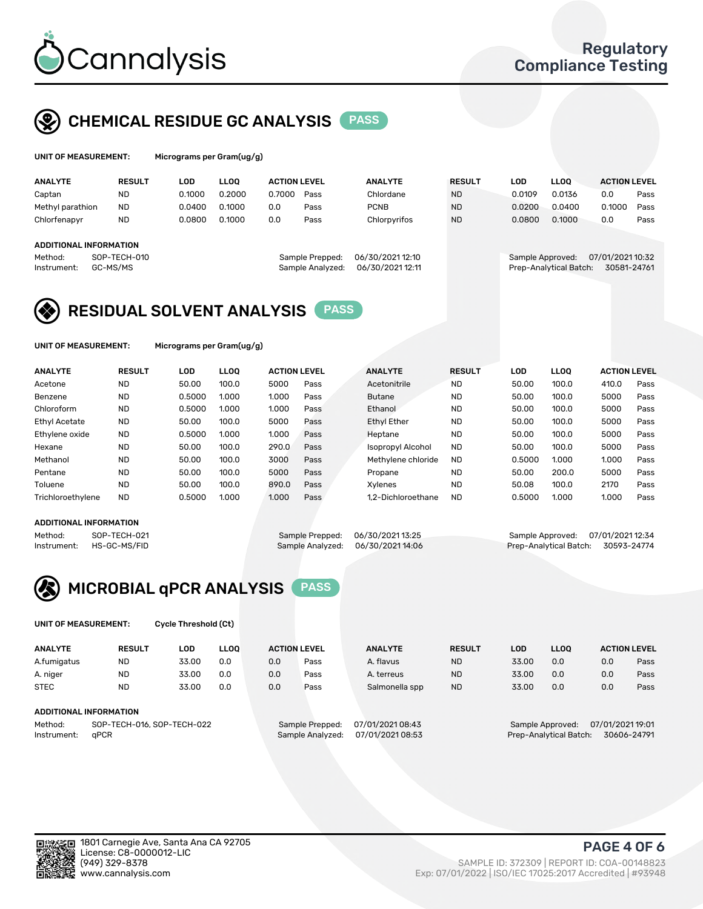# Cannalysis

Regulatory Compliance Testing

## CHEMICAL RESIDUE GC ANALYSIS PASS

**UNIT OF MEASUREMENT:** Micrograms per Gram(ug/g)

| ANALYTE | RESULT | LOD | LLOQ | ACTION LEVEL | | ANALYTE | RESULT | LOD | LLOQ | ACTION LEVEL | |
|---|---|---|---|---|---|---|---|---|---|---|---|
| Captan | ND | 0.1000 | 0.2000 | 0.7000 | Pass | Chlordane | ND | 0.0109 | 0.0136 | 0.0 | Pass |
| Methyl parathion | ND | 0.0400 | 0.1000 | 0.0 | Pass | PCNB | ND | 0.0200 | 0.0400 | 0.1000 | Pass |
| Chlorfenapyr | ND | 0.0800 | 0.1000 | 0.0 | Pass | Chlorpyrifos | ND | 0.0800 | 0.1000 | 0.0 | Pass |

**ADDITIONAL INFORMATION**

Method: SOP-TECH-010
Instrument: GC-MS/MS

Sample Prepped: 06/30/2021 12:10
Sample Analyzed: 06/30/2021 12:11

Sample Approved: 07/01/2021 10:32
Prep-Analytical Batch: 30581-24761

## RESIDUAL SOLVENT ANALYSIS PASS

**UNIT OF MEASUREMENT:** Micrograms per Gram(ug/g)

| ANALYTE | RESULT | LOD | LLOQ | ACTION LEVEL | | ANALYTE | RESULT | LOD | LLOQ | ACTION LEVEL | |
|---|---|---|---|---|---|---|---|---|---|---|---|
| Acetone | ND | 50.00 | 100.0 | 5000 | Pass | Acetonitrile | ND | 50.00 | 100.0 | 410.0 | Pass |
| Benzene | ND | 0.5000 | 1.000 | 1.000 | Pass | Butane | ND | 50.00 | 100.0 | 5000 | Pass |
| Chloroform | ND | 0.5000 | 1.000 | 1.000 | Pass | Ethanol | ND | 50.00 | 100.0 | 5000 | Pass |
| Ethyl Acetate | ND | 50.00 | 100.0 | 5000 | Pass | Ethyl Ether | ND | 50.00 | 100.0 | 5000 | Pass |
| Ethylene oxide | ND | 0.5000 | 1.000 | 1.000 | Pass | Heptane | ND | 50.00 | 100.0 | 5000 | Pass |
| Hexane | ND | 50.00 | 100.0 | 290.0 | Pass | Isopropyl Alcohol | ND | 50.00 | 100.0 | 5000 | Pass |
| Methanol | ND | 50.00 | 100.0 | 3000 | Pass | Methylene chloride | ND | 0.5000 | 1.000 | 1.000 | Pass |
| Pentane | ND | 50.00 | 100.0 | 5000 | Pass | Propane | ND | 50.00 | 200.0 | 5000 | Pass |
| Toluene | ND | 50.00 | 100.0 | 890.0 | Pass | Xylenes | ND | 50.08 | 100.0 | 2170 | Pass |
| Trichloroethylene | ND | 0.5000 | 1.000 | 1.000 | Pass | 1,2-Dichloroethane | ND | 0.5000 | 1.000 | 1.000 | Pass |

**ADDITIONAL INFORMATION**

Method: SOP-TECH-021
Instrument: HS-GC-MS/FID

Sample Prepped: 06/30/2021 13:25
Sample Analyzed: 06/30/2021 14:06

Sample Approved: 07/01/2021 12:34
Prep-Analytical Batch: 30593-24774

## MICROBIAL qPCR ANALYSIS PASS

**UNIT OF MEASUREMENT:** Cycle Threshold (Ct)

| ANALYTE | RESULT | LOD | LLOQ | ACTION LEVEL | | ANALYTE | RESULT | LOD | LLOQ | ACTION LEVEL | |
|---|---|---|---|---|---|---|---|---|---|---|---|
| A.fumigatus | ND | 33.00 | 0.0 | 0.0 | Pass | A. flavus | ND | 33.00 | 0.0 | 0.0 | Pass |
| A. niger | ND | 33.00 | 0.0 | 0.0 | Pass | A. terreus | ND | 33.00 | 0.0 | 0.0 | Pass |
| STEC | ND | 33.00 | 0.0 | 0.0 | Pass | Salmonella spp | ND | 33.00 | 0.0 | 0.0 | Pass |

**ADDITIONAL INFORMATION**

Method: SOP-TECH-016, SOP-TECH-022
Instrument: qPCR

Sample Prepped: 07/01/2021 08:43
Sample Analyzed: 07/01/2021 08:53

Sample Approved: 07/01/2021 19:01
Prep-Analytical Batch: 30606-24791

1801 Carnegie Ave, Santa Ana CA 92705
License: C8-0000012-LIC
(949) 329-8378
www.cannalysis.com

SAMPLE ID: 372309 | REPORT ID: COA-00148823
Exp: 07/01/2022 | ISO/IEC 17025:2017 Accredited | #93948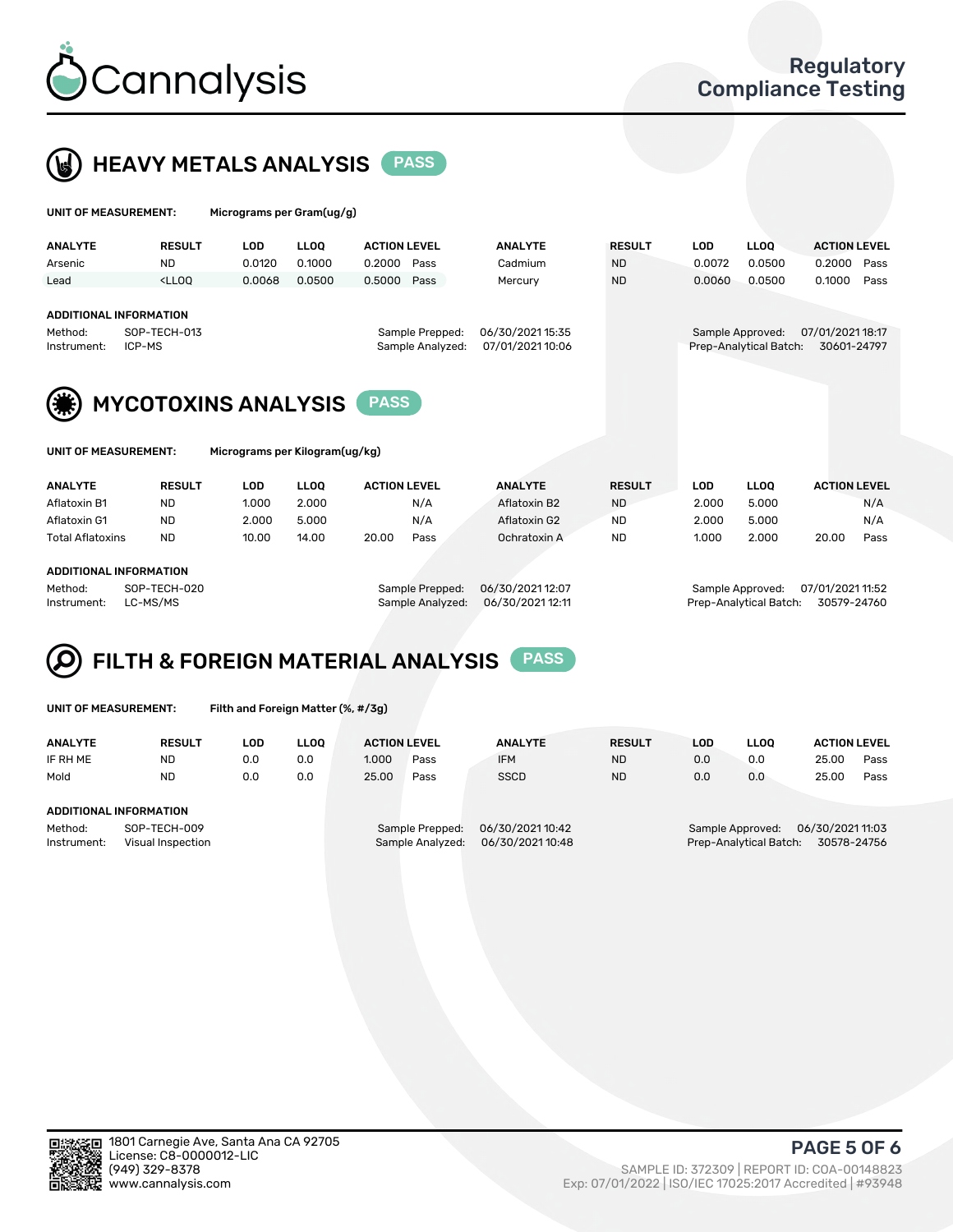# Cannalysis

Regulatory Compliance Testing

## HEAVY METALS ANALYSIS PASS

**UNIT OF MEASUREMENT:** Micrograms per Gram(ug/g)

| ANALYTE | RESULT | LOD | LLOQ | ACTION LEVEL | | ANALYTE | RESULT | LOD | LLOQ | ACTION LEVEL | |
|---|---|---|---|---|---|---|---|---|---|---|---|
| Arsenic | ND | 0.0120 | 0.1000 | 0.2000 | Pass | Cadmium | ND | 0.0072 | 0.0500 | 0.2000 | Pass |
| Lead | <LLOQ | 0.0068 | 0.0500 | 0.5000 | Pass | Mercury | ND | 0.0060 | 0.0500 | 0.1000 | Pass |

**ADDITIONAL INFORMATION**

Method: SOP-TECH-013
Instrument: ICP-MS
Sample Prepped: 06/30/2021 15:35
Sample Analyzed: 07/01/2021 10:06
Sample Approved: 07/01/2021 18:17
Prep-Analytical Batch: 30601-24797

## MYCOTOXINS ANALYSIS PASS

**UNIT OF MEASUREMENT:** Micrograms per Kilogram(ug/kg)

| ANALYTE | RESULT | LOD | LLOQ | ACTION LEVEL | | ANALYTE | RESULT | LOD | LLOQ | ACTION LEVEL | |
|---|---|---|---|---|---|---|---|---|---|---|---|
| Aflatoxin B1 | ND | 1.000 | 2.000 | | N/A | Aflatoxin B2 | ND | 2.000 | 5.000 | | N/A |
| Aflatoxin G1 | ND | 2.000 | 5.000 | | N/A | Aflatoxin G2 | ND | 2.000 | 5.000 | | N/A |
| Total Aflatoxins | ND | 10.00 | 14.00 | 20.00 | Pass | Ochratoxin A | ND | 1.000 | 2.000 | 20.00 | Pass |

**ADDITIONAL INFORMATION**

Method: SOP-TECH-020
Instrument: LC-MS/MS
Sample Prepped: 06/30/2021 12:07
Sample Analyzed: 06/30/2021 12:11
Sample Approved: 07/01/2021 11:52
Prep-Analytical Batch: 30579-24760

## FILTH & FOREIGN MATERIAL ANALYSIS PASS

**UNIT OF MEASUREMENT:** Filth and Foreign Matter (%, #/3g)

| ANALYTE | RESULT | LOD | LLOQ | ACTION LEVEL | | ANALYTE | RESULT | LOD | LLOQ | ACTION LEVEL | |
|---|---|---|---|---|---|---|---|---|---|---|---|
| IF RH ME | ND | 0.0 | 0.0 | 1.000 | Pass | IFM | ND | 0.0 | 0.0 | 25.00 | Pass |
| Mold | ND | 0.0 | 0.0 | 25.00 | Pass | SSCD | ND | 0.0 | 0.0 | 25.00 | Pass |

**ADDITIONAL INFORMATION**

Method: SOP-TECH-009
Instrument: Visual Inspection
Sample Prepped: 06/30/2021 10:42
Sample Analyzed: 06/30/2021 10:48
Sample Approved: 06/30/2021 11:03
Prep-Analytical Batch: 30578-24756

1801 Carnegie Ave, Santa Ana CA 92705
License: C8-0000012-LIC
(949) 329-8378
www.cannalysis.com

SAMPLE ID: 372309 | REPORT ID: COA-00148823
Exp: 07/01/2022 | ISO/IEC 17025:2017 Accredited | #93948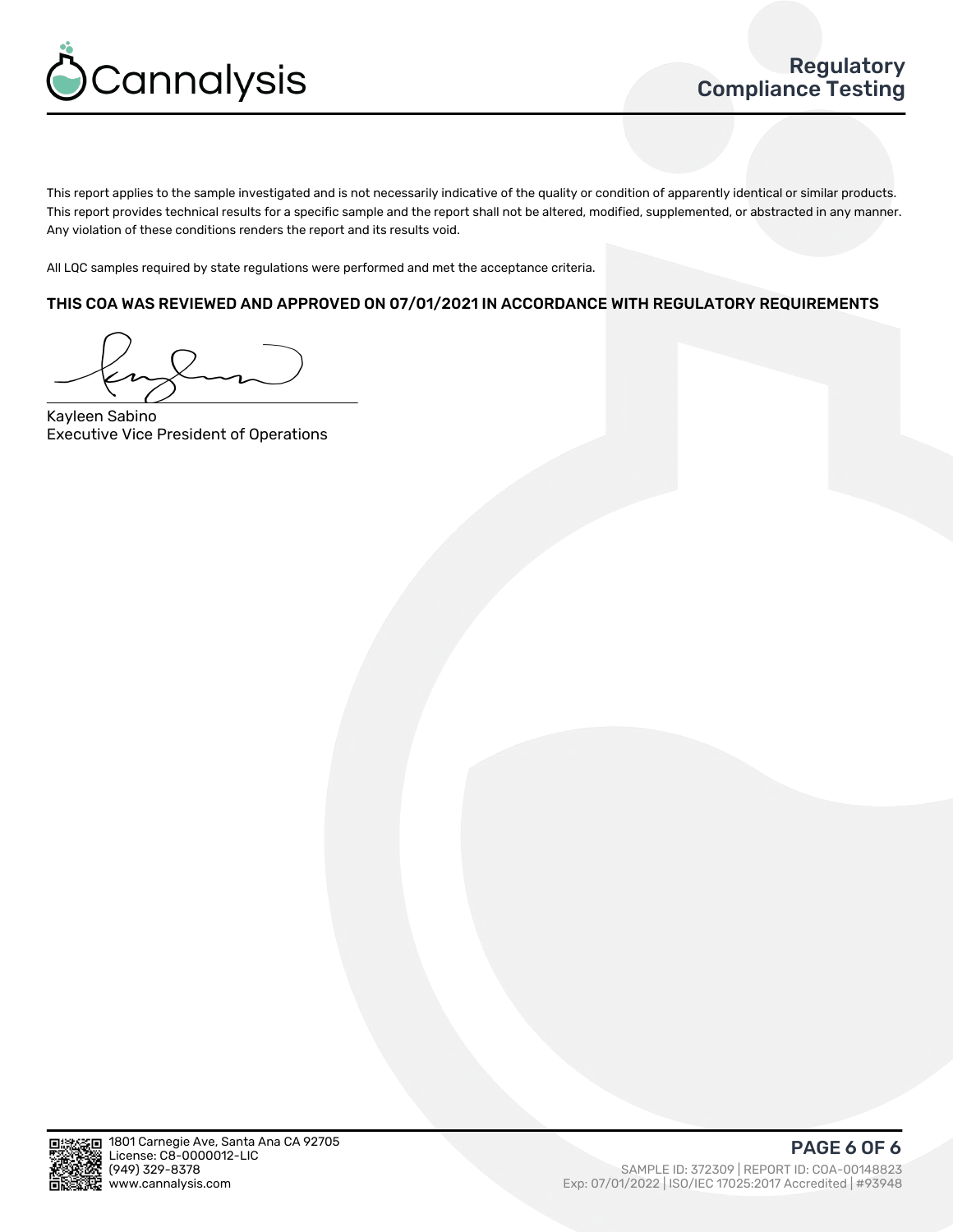This report applies to the sample investigated and is not necessarily indicative of the quality or condition of apparently identical or similar products. This report provides technical results for a specific sample and the report shall not be altered, modified, supplemented, or abstracted in any manner. Any violation of these conditions renders the report and its results void.

All LQC samples required by state regulations were performed and met the acceptance criteria.

**THIS COA WAS REVIEWED AND APPROVED ON 07/01/2021 IN ACCORDANCE WITH REGULATORY REQUIREMENTS**

Kayleen Sabino
Executive Vice President of Operations